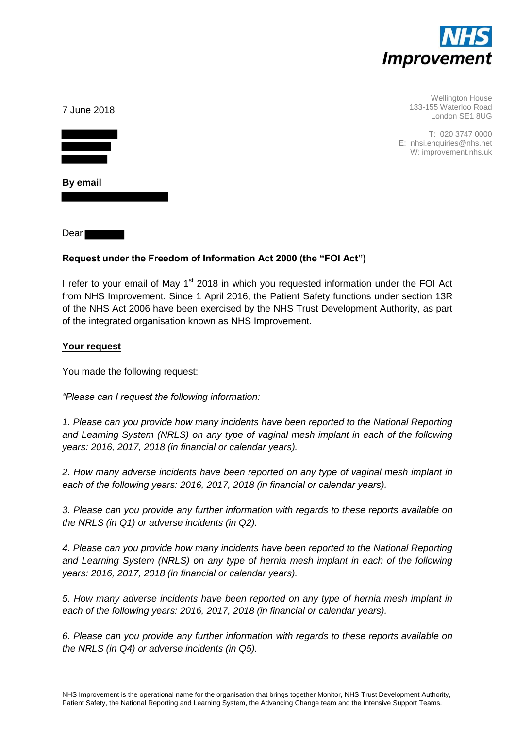NHS Improvement

Wellington House
133-155 Waterloo Road
London SE1 8UG

T: 020 3747 0000
E: nhsi.enquiries@nhs.net
W: improvement.nhs.uk

7 June 2018

**By email**

Dear

**Request under the Freedom of Information Act 2000 (the "FOI Act")**

I refer to your email of May 1st 2018 in which you requested information under the FOI Act from NHS Improvement. Since 1 April 2016, the Patient Safety functions under section 13R of the NHS Act 2006 have been exercised by the NHS Trust Development Authority, as part of the integrated organisation known as NHS Improvement.

**Your request**

You made the following request:

*"Please can I request the following information:*

*1. Please can you provide how many incidents have been reported to the National Reporting and Learning System (NRLS) on any type of vaginal mesh implant in each of the following years: 2016, 2017, 2018 (in financial or calendar years).*

*2. How many adverse incidents have been reported on any type of vaginal mesh implant in each of the following years: 2016, 2017, 2018 (in financial or calendar years).*

*3. Please can you provide any further information with regards to these reports available on the NRLS (in Q1) or adverse incidents (in Q2).*

*4. Please can you provide how many incidents have been reported to the National Reporting and Learning System (NRLS) on any type of hernia mesh implant in each of the following years: 2016, 2017, 2018 (in financial or calendar years).*

*5. How many adverse incidents have been reported on any type of hernia mesh implant in each of the following years: 2016, 2017, 2018 (in financial or calendar years).*

*6. Please can you provide any further information with regards to these reports available on the NRLS (in Q4) or adverse incidents (in Q5).*

NHS Improvement is the operational name for the organisation that brings together Monitor, NHS Trust Development Authority, Patient Safety, the National Reporting and Learning System, the Advancing Change team and the Intensive Support Teams.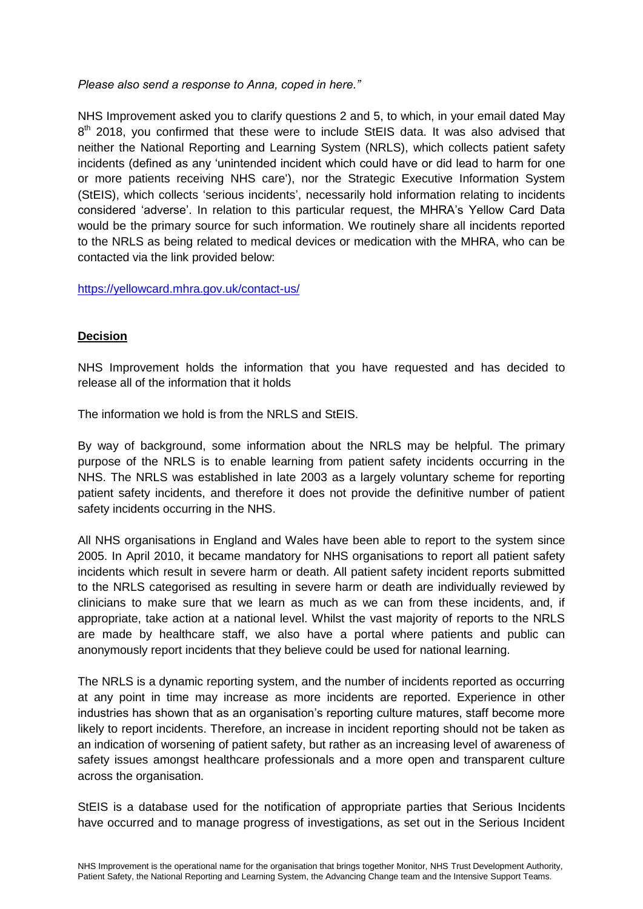*Please also send a response to Anna, coped in here."*

NHS Improvement asked you to clarify questions 2 and 5, to which, in your email dated May 8th 2018, you confirmed that these were to include StEIS data. It was also advised that neither the National Reporting and Learning System (NRLS), which collects patient safety incidents (defined as any 'unintended incident which could have or did lead to harm for one or more patients receiving NHS care'), nor the Strategic Executive Information System (StEIS), which collects 'serious incidents', necessarily hold information relating to incidents considered 'adverse'. In relation to this particular request, the MHRA's Yellow Card Data would be the primary source for such information. We routinely share all incidents reported to the NRLS as being related to medical devices or medication with the MHRA, who can be contacted via the link provided below:

https://yellowcard.mhra.gov.uk/contact-us/

**Decision**

NHS Improvement holds the information that you have requested and has decided to release all of the information that it holds

The information we hold is from the NRLS and StEIS.

By way of background, some information about the NRLS may be helpful. The primary purpose of the NRLS is to enable learning from patient safety incidents occurring in the NHS. The NRLS was established in late 2003 as a largely voluntary scheme for reporting patient safety incidents, and therefore it does not provide the definitive number of patient safety incidents occurring in the NHS.

All NHS organisations in England and Wales have been able to report to the system since 2005. In April 2010, it became mandatory for NHS organisations to report all patient safety incidents which result in severe harm or death. All patient safety incident reports submitted to the NRLS categorised as resulting in severe harm or death are individually reviewed by clinicians to make sure that we learn as much as we can from these incidents, and, if appropriate, take action at a national level. Whilst the vast majority of reports to the NRLS are made by healthcare staff, we also have a portal where patients and public can anonymously report incidents that they believe could be used for national learning.

The NRLS is a dynamic reporting system, and the number of incidents reported as occurring at any point in time may increase as more incidents are reported. Experience in other industries has shown that as an organisation's reporting culture matures, staff become more likely to report incidents. Therefore, an increase in incident reporting should not be taken as an indication of worsening of patient safety, but rather as an increasing level of awareness of safety issues amongst healthcare professionals and a more open and transparent culture across the organisation.

StEIS is a database used for the notification of appropriate parties that Serious Incidents have occurred and to manage progress of investigations, as set out in the Serious Incident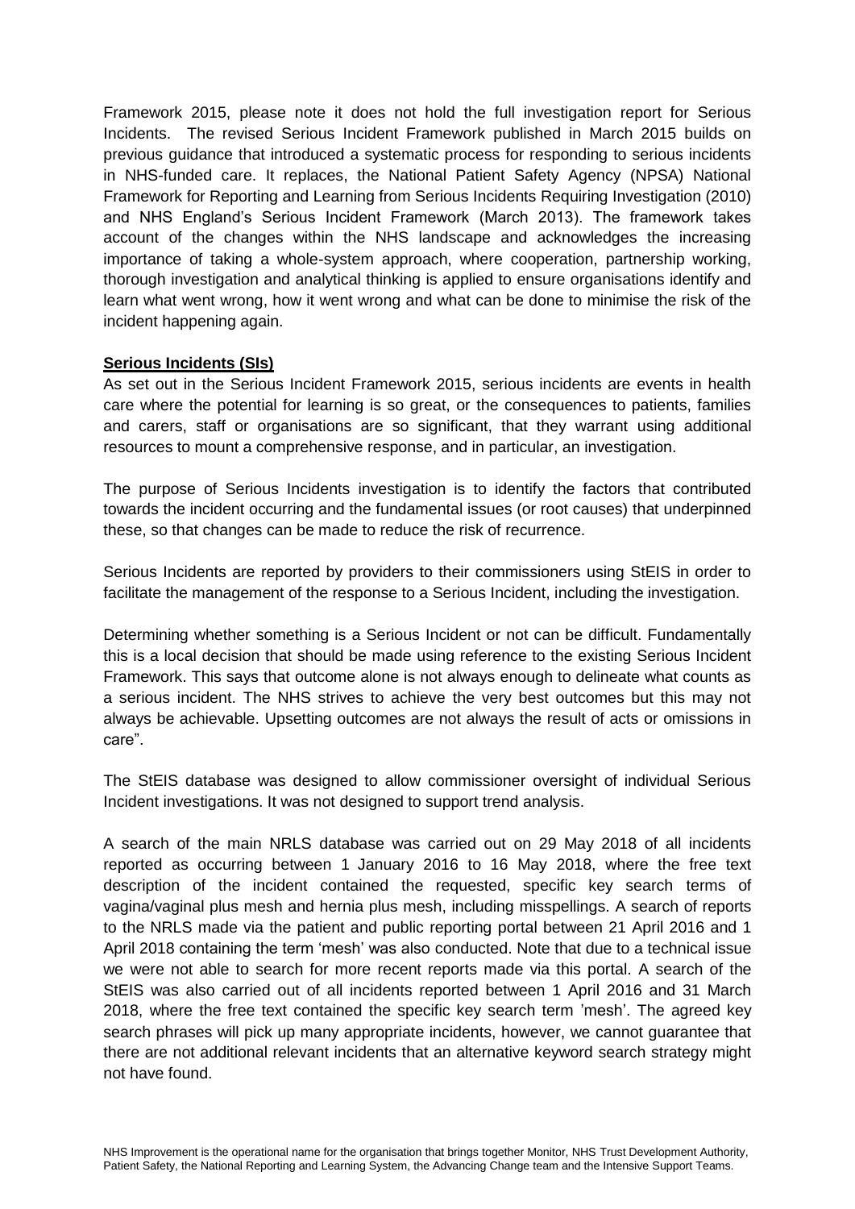Framework 2015, please note it does not hold the full investigation report for Serious Incidents. The revised Serious Incident Framework published in March 2015 builds on previous guidance that introduced a systematic process for responding to serious incidents in NHS-funded care. It replaces, the National Patient Safety Agency (NPSA) National Framework for Reporting and Learning from Serious Incidents Requiring Investigation (2010) and NHS England's Serious Incident Framework (March 2013). The framework takes account of the changes within the NHS landscape and acknowledges the increasing importance of taking a whole-system approach, where cooperation, partnership working, thorough investigation and analytical thinking is applied to ensure organisations identify and learn what went wrong, how it went wrong and what can be done to minimise the risk of the incident happening again.

**Serious Incidents (SIs)**

As set out in the Serious Incident Framework 2015, serious incidents are events in health care where the potential for learning is so great, or the consequences to patients, families and carers, staff or organisations are so significant, that they warrant using additional resources to mount a comprehensive response, and in particular, an investigation.

The purpose of Serious Incidents investigation is to identify the factors that contributed towards the incident occurring and the fundamental issues (or root causes) that underpinned these, so that changes can be made to reduce the risk of recurrence.

Serious Incidents are reported by providers to their commissioners using StEIS in order to facilitate the management of the response to a Serious Incident, including the investigation.

Determining whether something is a Serious Incident or not can be difficult. Fundamentally this is a local decision that should be made using reference to the existing Serious Incident Framework. This says that outcome alone is not always enough to delineate what counts as a serious incident. The NHS strives to achieve the very best outcomes but this may not always be achievable. Upsetting outcomes are not always the result of acts or omissions in care".

The StEIS database was designed to allow commissioner oversight of individual Serious Incident investigations. It was not designed to support trend analysis.

A search of the main NRLS database was carried out on 29 May 2018 of all incidents reported as occurring between 1 January 2016 to 16 May 2018, where the free text description of the incident contained the requested, specific key search terms of vagina/vaginal plus mesh and hernia plus mesh, including misspellings. A search of reports to the NRLS made via the patient and public reporting portal between 21 April 2016 and 1 April 2018 containing the term 'mesh' was also conducted. Note that due to a technical issue we were not able to search for more recent reports made via this portal. A search of the StEIS was also carried out of all incidents reported between 1 April 2016 and 31 March 2018, where the free text contained the specific key search term 'mesh'. The agreed key search phrases will pick up many appropriate incidents, however, we cannot guarantee that there are not additional relevant incidents that an alternative keyword search strategy might not have found.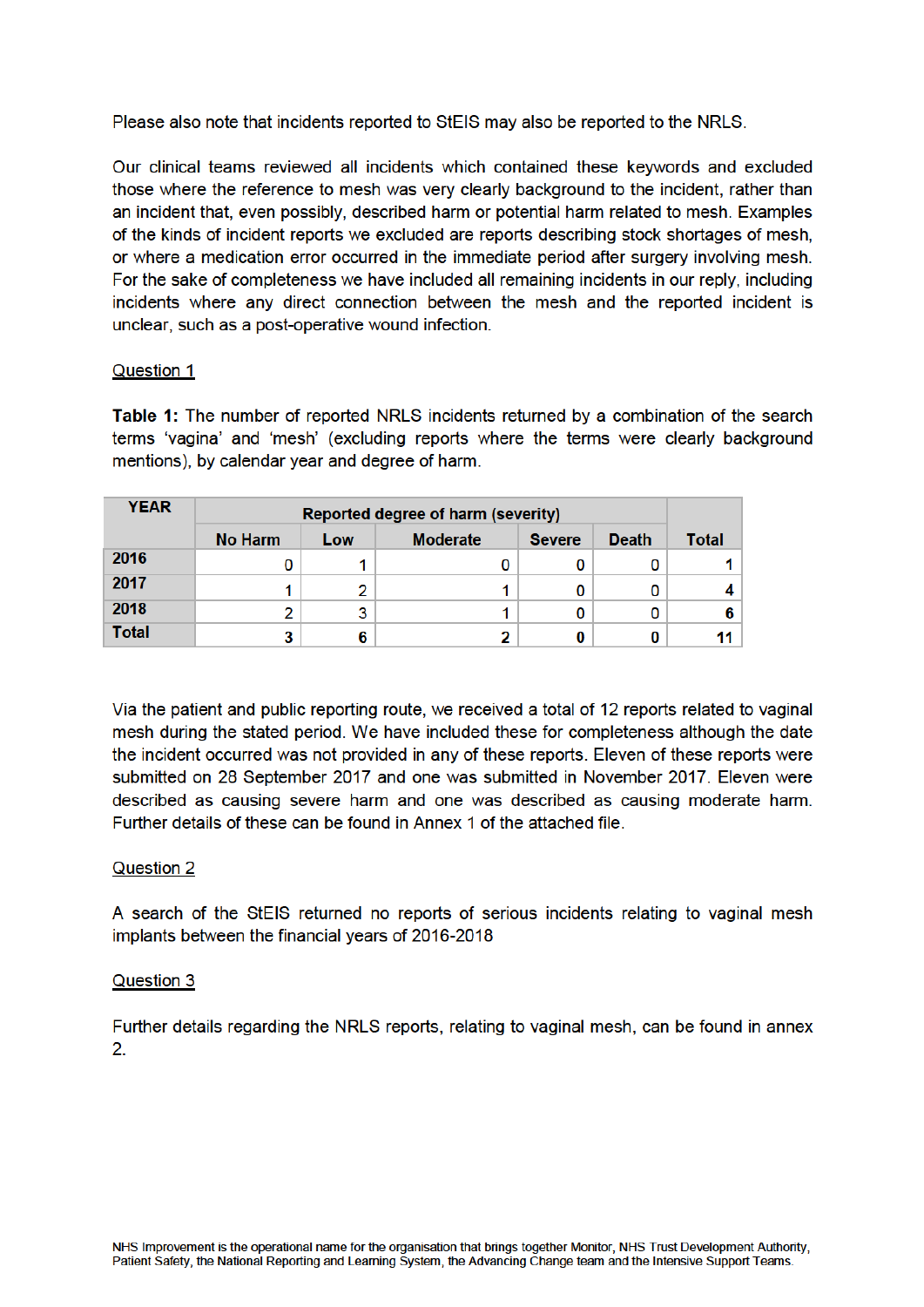Please also note that incidents reported to StEIS may also be reported to the NRLS.

Our clinical teams reviewed all incidents which contained these keywords and excluded those where the reference to mesh was very clearly background to the incident, rather than an incident that, even possibly, described harm or potential harm related to mesh. Examples of the kinds of incident reports we excluded are reports describing stock shortages of mesh, or where a medication error occurred in the immediate period after surgery involving mesh. For the sake of completeness we have included all remaining incidents in our reply, including incidents where any direct connection between the mesh and the reported incident is unclear, such as a post-operative wound infection.

Question 1

**Table 1:** The number of reported NRLS incidents returned by a combination of the search terms 'vagina' and 'mesh' (excluding reports where the terms were clearly background mentions), by calendar year and degree of harm.

| YEAR | Reported degree of harm (severity) | | | | | Total |
|---|---|---|---|---|---|---|
| | No Harm | Low | Moderate | Severe | Death | |
| **2016** | 0 | 1 | 0 | 0 | 0 | **1** |
| **2017** | 1 | 2 | 1 | 0 | 0 | **4** |
| **2018** | 2 | 3 | 1 | 0 | 0 | **6** |
| **Total** | **3** | **6** | **2** | **0** | **0** | **11** |

Via the patient and public reporting route, we received a total of 12 reports related to vaginal mesh during the stated period. We have included these for completeness although the date the incident occurred was not provided in any of these reports. Eleven of these reports were submitted on 28 September 2017 and one was submitted in November 2017. Eleven were described as causing severe harm and one was described as causing moderate harm. Further details of these can be found in Annex 1 of the attached file.

Question 2

A search of the StEIS returned no reports of serious incidents relating to vaginal mesh implants between the financial years of 2016-2018

Question 3

Further details regarding the NRLS reports, relating to vaginal mesh, can be found in annex 2.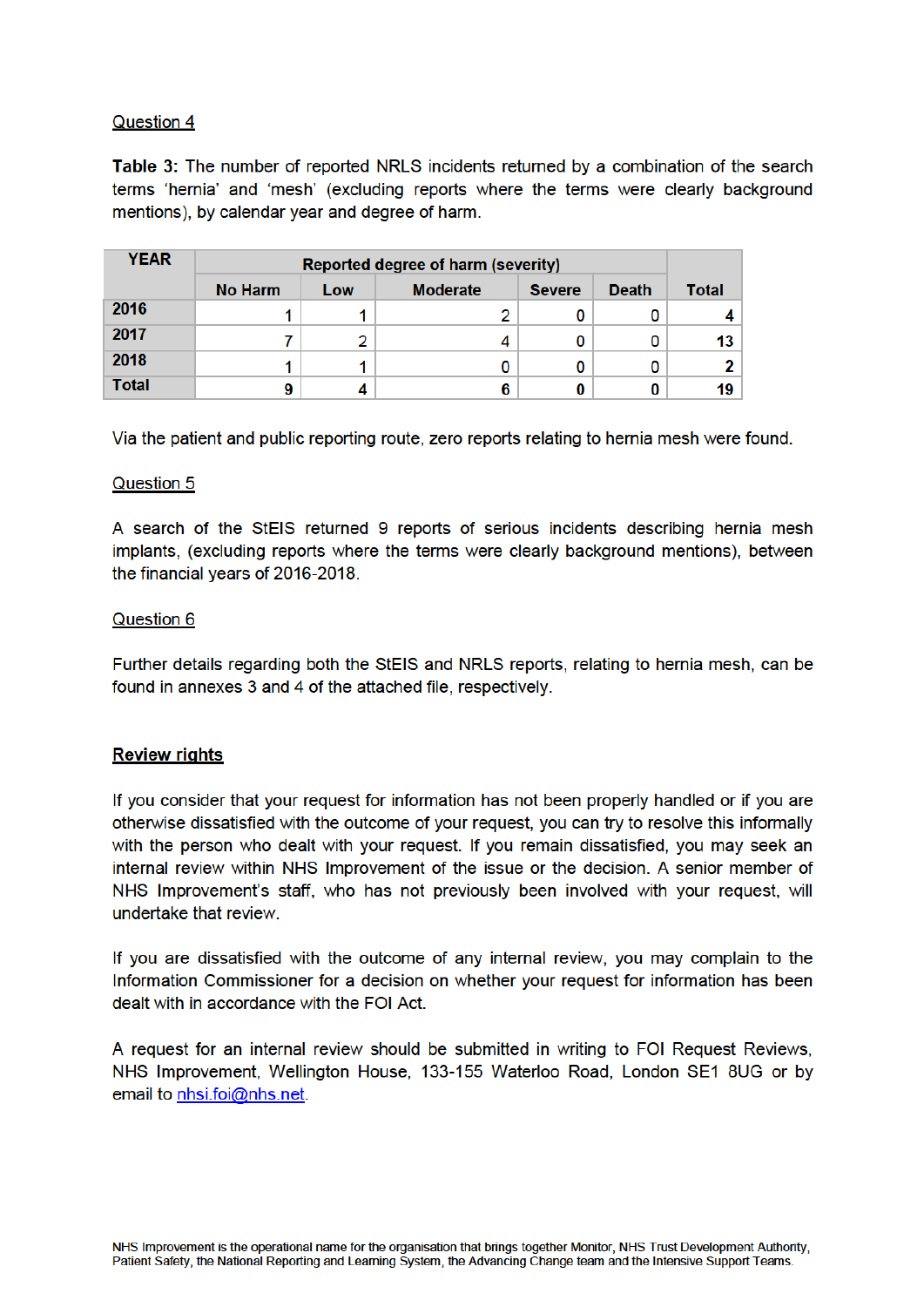Question 4

**Table 3:** The number of reported NRLS incidents returned by a combination of the search terms 'hernia' and 'mesh' (excluding reports where the terms were clearly background mentions), by calendar year and degree of harm.

| YEAR | Reported degree of harm (severity) | | | | | Total |
|---|---|---|---|---|---|---|
| | No Harm | Low | Moderate | Severe | Death | |
| **2016** | 1 | 1 | 2 | 0 | 0 | **4** |
| **2017** | 7 | 2 | 4 | 0 | 0 | **13** |
| **2018** | 1 | 1 | 0 | 0 | 0 | **2** |
| **Total** | **9** | **4** | **6** | **0** | **0** | **19** |

Via the patient and public reporting route, zero reports relating to hernia mesh were found.

Question 5

A search of the StEIS returned 9 reports of serious incidents describing hernia mesh implants, (excluding reports where the terms were clearly background mentions), between the financial years of 2016-2018.

Question 6

Further details regarding both the StEIS and NRLS reports, relating to hernia mesh, can be found in annexes 3 and 4 of the attached file, respectively.

**Review rights**

If you consider that your request for information has not been properly handled or if you are otherwise dissatisfied with the outcome of your request, you can try to resolve this informally with the person who dealt with your request. If you remain dissatisfied, you may seek an internal review within NHS Improvement of the issue or the decision. A senior member of NHS Improvement's staff, who has not previously been involved with your request, will undertake that review.

If you are dissatisfied with the outcome of any internal review, you may complain to the Information Commissioner for a decision on whether your request for information has been dealt with in accordance with the FOI Act.

A request for an internal review should be submitted in writing to FOI Request Reviews, NHS Improvement, Wellington House, 133-155 Waterloo Road, London SE1 8UG or by email to nhsi.foi@nhs.net.

NHS Improvement is the operational name for the organisation that brings together Monitor, NHS Trust Development Authority, Patient Safety, the National Reporting and Learning System, the Advancing Change team and the Intensive Support Teams.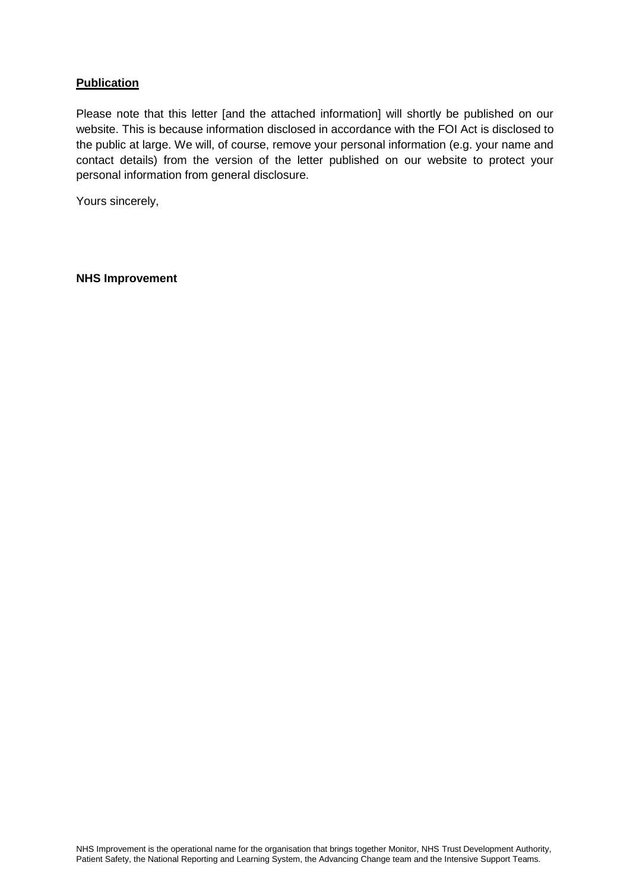**Publication**

Please note that this letter [and the attached information] will shortly be published on our website. This is because information disclosed in accordance with the FOI Act is disclosed to the public at large. We will, of course, remove your personal information (e.g. your name and contact details) from the version of the letter published on our website to protect your personal information from general disclosure.

Yours sincerely,

**NHS Improvement**

NHS Improvement is the operational name for the organisation that brings together Monitor, NHS Trust Development Authority, Patient Safety, the National Reporting and Learning System, the Advancing Change team and the Intensive Support Teams.